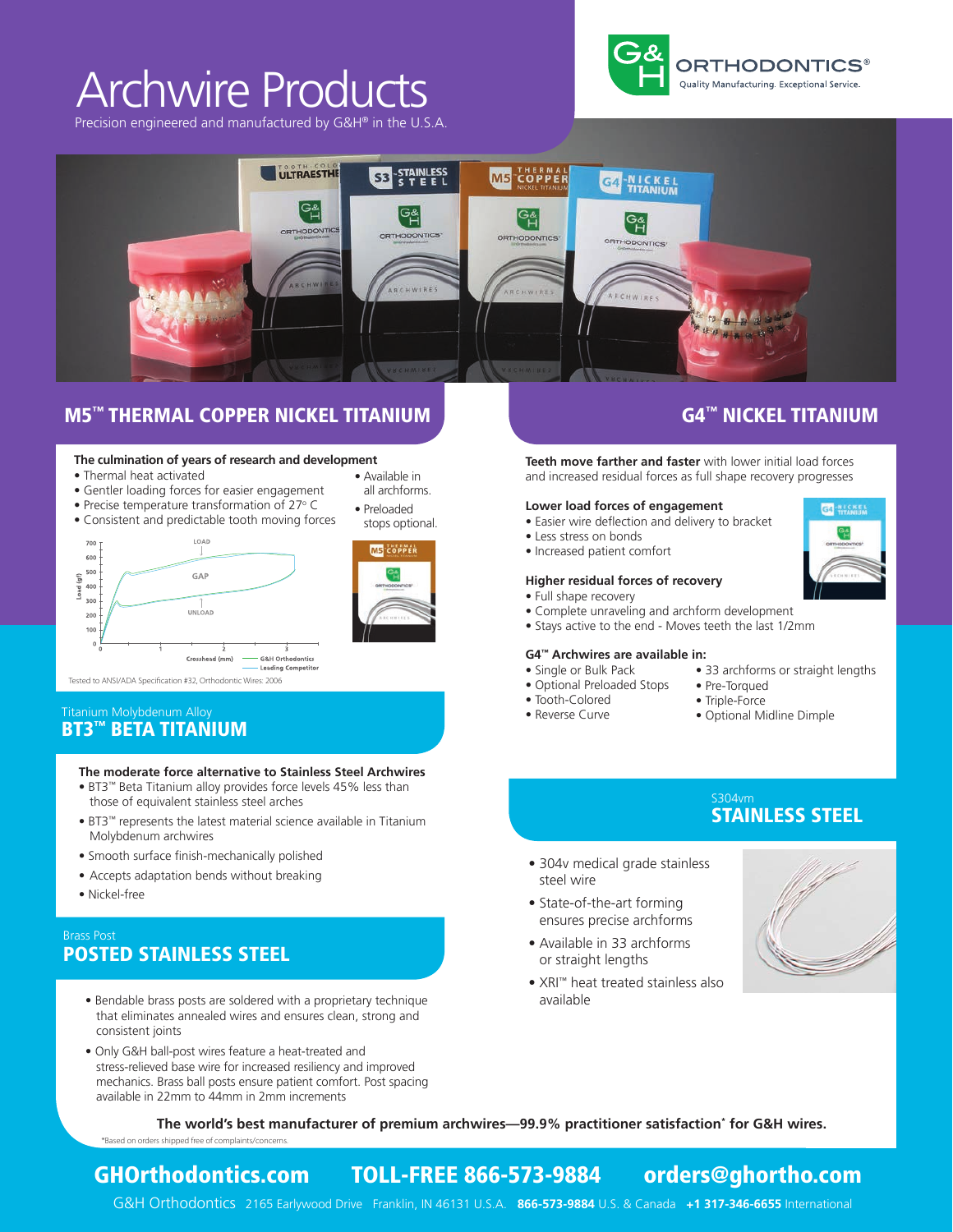# Archwire Products

Precision engineered and manufactured by G&H® in the U.S.A.

G&H ORTHODONTICS®
Quality Manufacturing. Exceptional Service.

## M5™ THERMAL COPPER NICKEL TITANIUM

**The culmination of years of research and development**

- Thermal heat activated
- Gentler loading forces for easier engagement
- Precise temperature transformation of 27° C
- Consistent and predictable tooth moving forces
- Available in all archforms.
- Preloaded stops optional.

Tested to ANSI/ADA Specification #32, Orthodontic Wires: 2006

Titanium Molybdenum Alloy

## BT3™ BETA TITANIUM

**The moderate force alternative to Stainless Steel Archwires**

- BT3™ Beta Titanium alloy provides force levels 45% less than those of equivalent stainless steel arches
- BT3™ represents the latest material science available in Titanium Molybdenum archwires
- Smooth surface finish-mechanically polished
- Accepts adaptation bends without breaking
- Nickel-free

Brass Post

## POSTED STAINLESS STEEL

- Bendable brass posts are soldered with a proprietary technique that eliminates annealed wires and ensures clean, strong and consistent joints
- Only G&H ball-post wires feature a heat-treated and stress-relieved base wire for increased resiliency and improved mechanics. Brass ball posts ensure patient comfort. Post spacing available in 22mm to 44mm in 2mm increments

## G4™ NICKEL TITANIUM

**Teeth move farther and faster** with lower initial load forces and increased residual forces as full shape recovery progresses

**Lower load forces of engagement**

- Easier wire deflection and delivery to bracket
- Less stress on bonds
- Increased patient comfort

**Higher residual forces of recovery**

- Full shape recovery
- Complete unraveling and archform development
- Stays active to the end - Moves teeth the last 1/2mm

**G4™ Archwires are available in:**

- Single or Bulk Pack
- Optional Preloaded Stops
- Tooth-Colored
- Reverse Curve
- 33 archforms or straight lengths
- Pre-Torqued
- Triple-Force
- Optional Midline Dimple

S304vm

## STAINLESS STEEL

- 304v medical grade stainless steel wire
- State-of-the-art forming ensures precise archforms
- Available in 33 archforms or straight lengths
- XRI™ heat treated stainless also available

**The world's best manufacturer of premium archwires—99.9% practitioner satisfaction* for G&H wires.**

*Based on orders shipped free of complaints/concerns.

**GHOrthodontics.com TOLL-FREE 866-573-9884 orders@ghortho.com**

G&H Orthodontics 2165 Earlywood Drive Franklin, IN 46131 U.S.A. **866-573-9884** U.S. & Canada **+1 317-346-6655** International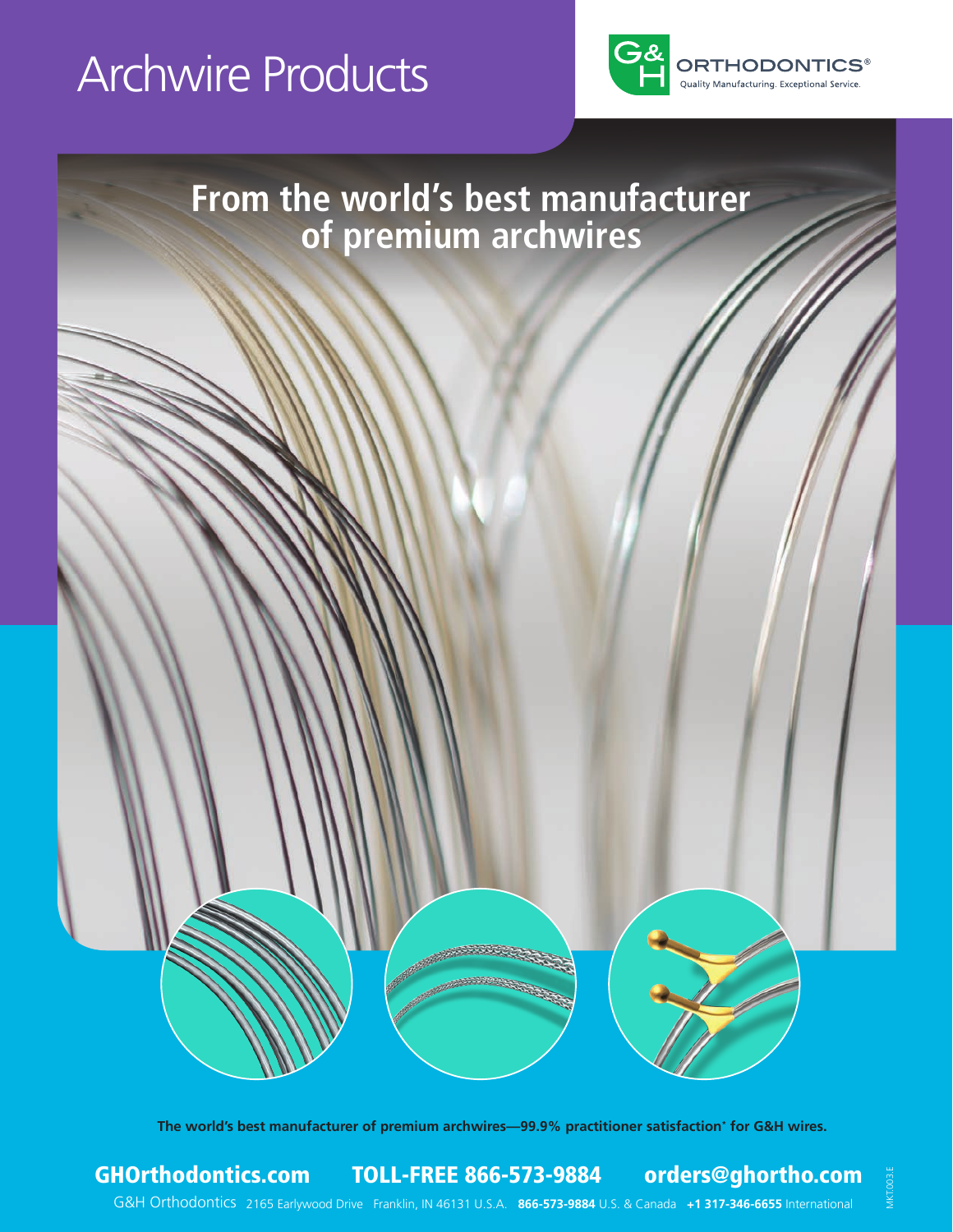# Archwire Products

G&H ORTHODONTICS®
Quality Manufacturing. Exceptional Service.

## From the world's best manufacturer of premium archwires

**The world's best manufacturer of premium archwires—99.9% practitioner satisfaction* for G&H wires.**

**GHOrthodontics.com** **TOLL-FREE 866-573-9884** **orders@ghortho.com**

G&H Orthodontics 2165 Earlywood Drive Franklin, IN 46131 U.S.A. **866-573-9884** U.S. & Canada **+1 317-346-6655** International

MKT.003.E